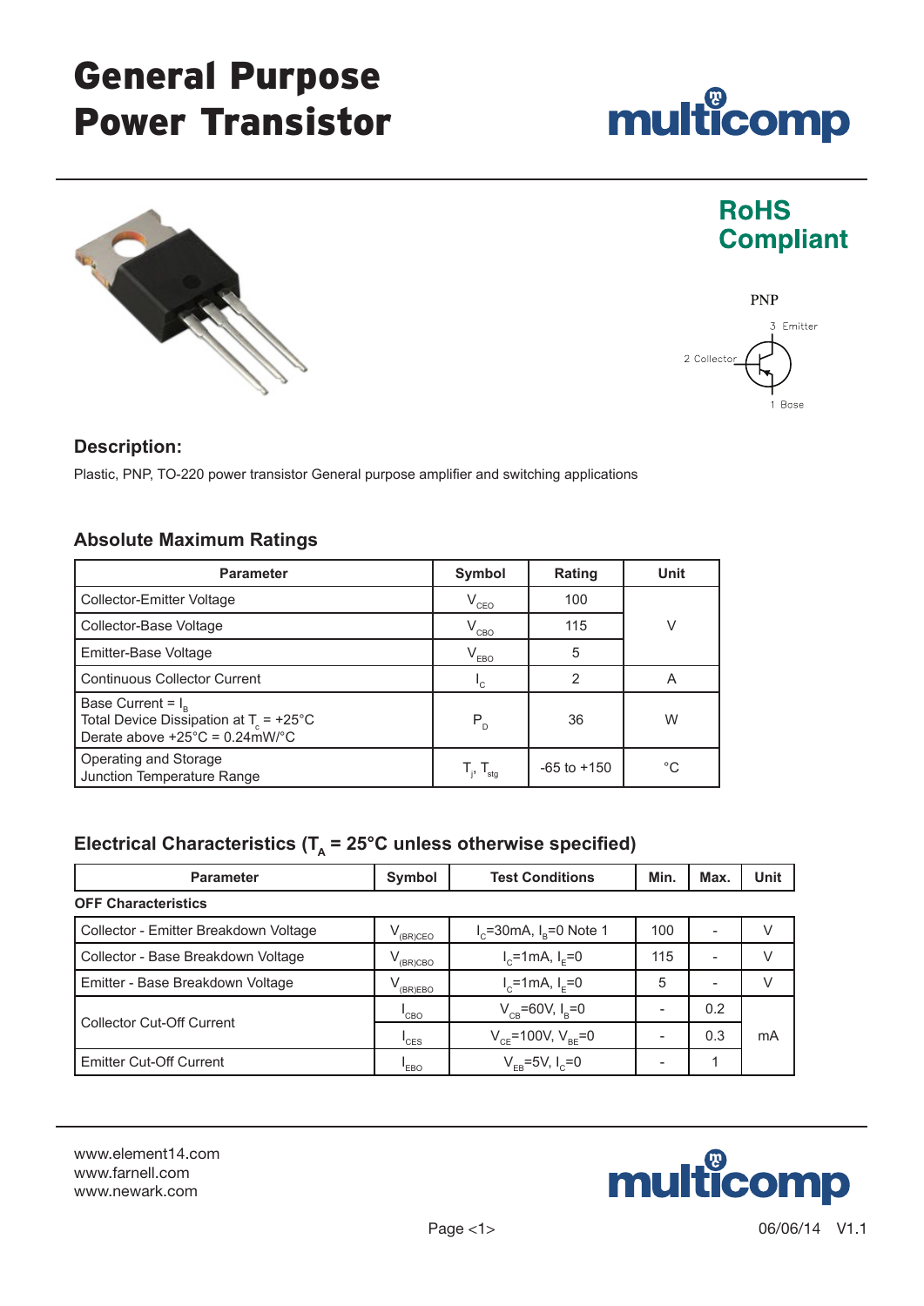# General Purpose Power Transistor

multicomp

**RoHS Compliant**

PNP

3 Emitter

2 Collector

1 Base

## Description:

Plastic, PNP, TO-220 power transistor General purpose amplifier and switching applications

## Absolute Maximum Ratings

| Parameter | Symbol | Rating | Unit |
|---|---|---|---|
| Collector-Emitter Voltage | $V_{CEO}$ | 100 | V |
| Collector-Base Voltage | $V_{CBO}$ | 115 | V |
| Emitter-Base Voltage | $V_{EBO}$ | 5 | V |
| Continuous Collector Current | $I_C$ | 2 | A |
| Base Current = $I_B$<br>Total Device Dissipation at $T_c$ = +25°C<br>Derate above +25°C = 0.24mW/°C | $P_D$ | 36 | W |
| Operating and Storage Junction Temperature Range | $T_j$, $T_{stg}$ | -65 to +150 | °C |

## Electrical Characteristics ($T_A$ = 25°C unless otherwise specified)

| Parameter | Symbol | Test Conditions | Min. | Max. | Unit |
|---|---|---|---|---|---|
| **OFF Characteristics** | | | | | |
| Collector - Emitter Breakdown Voltage | $V_{(BR)CEO}$ | $I_C$=30mA, $I_B$=0 Note 1 | 100 | - | V |
| Collector - Base Breakdown Voltage | $V_{(BR)CBO}$ | $I_C$=1mA, $I_E$=0 | 115 | - | V |
| Emitter - Base Breakdown Voltage | $V_{(BR)EBO}$ | $I_C$=1mA, $I_E$=0 | 5 | - | V |
| Collector Cut-Off Current | $I_{CBO}$ | $V_{CB}$=60V, $I_B$=0 | - | 0.2 | mA |
| | $I_{CES}$ | $V_{CE}$=100V, $V_{BE}$=0 | - | 0.3 | mA |
| Emitter Cut-Off Current | $I_{EBO}$ | $V_{EB}$=5V, $I_C$=0 | - | 1 | mA |

www.element14.com
www.farnell.com
www.newark.com

06/06/14 V1.1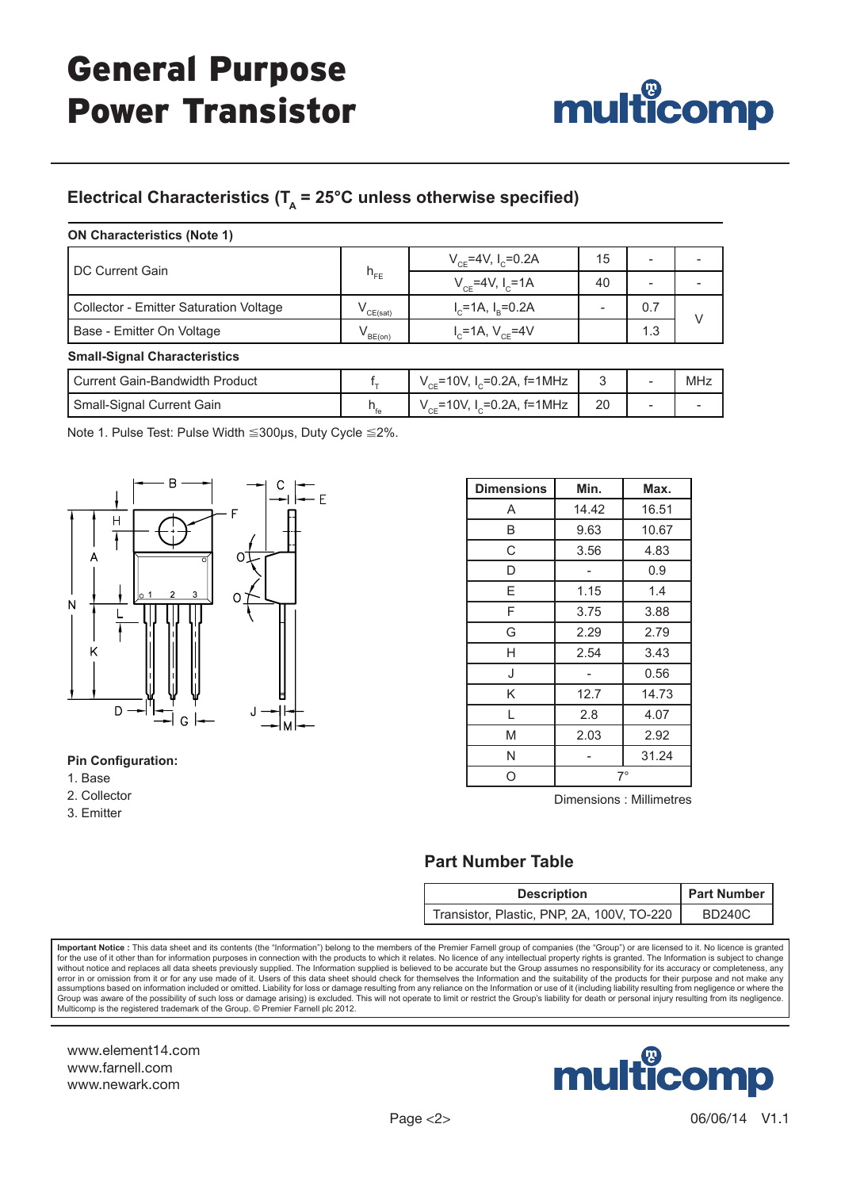# General Purpose Power Transistor

## Electrical Characteristics ($T_A$ = 25°C unless otherwise specified)

**ON Characteristics (Note 1)**

| | | | | | |
|---|---|---|---|---|---|
| DC Current Gain | $h_{FE}$ | $V_{CE}$=4V, $I_C$=0.2A | 15 | - | - |
| | | $V_{CE}$=4V, $I_C$=1A | 40 | - | - |
| Collector - Emitter Saturation Voltage | $V_{CE(sat)}$ | $I_C$=1A, $I_B$=0.2A | - | 0.7 | V |
| Base - Emitter On Voltage | $V_{BE(on)}$ | $I_C$=1A, $V_{CE}$=4V | | 1.3 | |

**Small-Signal Characteristics**

| | | | | | |
|---|---|---|---|---|---|
| Current Gain-Bandwidth Product | $f_T$ | $V_{CE}$=10V, $I_C$=0.2A, f=1MHz | 3 | - | MHz |
| Small-Signal Current Gain | $h_{fe}$ | $V_{CE}$=10V, $I_C$=0.2A, f=1MHz | 20 | - | - |

Note 1. Pulse Test: Pulse Width ≦300μs, Duty Cycle ≦2%.

B, C, E, F, H, A, N, L, K, D, G, J, M, O, O, 1, 2, 3

**Pin Configuration:**

1. Base
2. Collector
3. Emitter

| Dimensions | Min. | Max. |
|---|---|---|
| A | 14.42 | 16.51 |
| B | 9.63 | 10.67 |
| C | 3.56 | 4.83 |
| D | - | 0.9 |
| E | 1.15 | 1.4 |
| F | 3.75 | 3.88 |
| G | 2.29 | 2.79 |
| H | 2.54 | 3.43 |
| J | - | 0.56 |
| K | 12.7 | 14.73 |
| L | 2.8 | 4.07 |
| M | 2.03 | 2.92 |
| N | - | 31.24 |
| O | 7° | |

Dimensions : Millimetres

## Part Number Table

| Description | Part Number |
|---|---|
| Transistor, Plastic, PNP, 2A, 100V, TO-220 | BD240C |

**Important Notice :** This data sheet and its contents (the "Information") belong to the members of the Premier Farnell group of companies (the "Group") or are licensed to it. No licence is granted for the use of it other than for information purposes in connection with the products to which it relates. No licence of any intellectual property rights is granted. The Information is subject to change without notice and replaces all data sheets previously supplied. The Information supplied is believed to be accurate but the Group assumes no responsibility for its accuracy or completeness, any error in or omission from it or for any use made of it. Users of this data sheet should check for themselves the Information and the suitability of the products for their purpose and not make any assumptions based on information included or omitted. Liability for loss or damage resulting from any reliance on the Information or use of it (including liability resulting from negligence or where the Group was aware of the possibility of such loss or damage arising) is excluded. This will not operate to limit or restrict the Group's liability for death or personal injury resulting from its negligence. Multicomp is the registered trademark of the Group. © Premier Farnell plc 2012.

www.element14.com
www.farnell.com
www.newark.com

06/06/14 V1.1